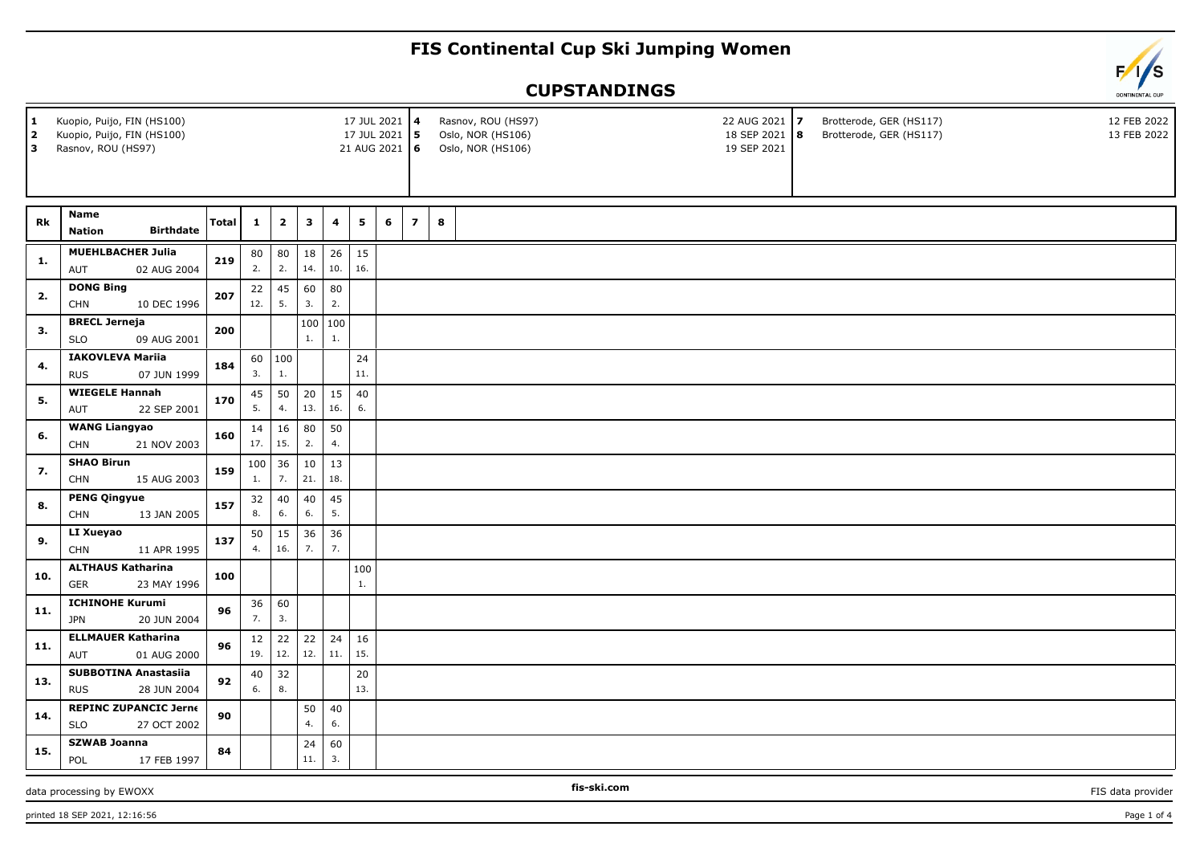# FIS Continental Cup Ski Jumping Women

## CUPSTANDINGS

| # | Competition | Date |
|---|---|---|
| 1 | Kuopio, Puijo, FIN (HS100) | 17 JUL 2021 |
| 2 | Kuopio, Puijo, FIN (HS100) | 17 JUL 2021 |
| 3 | Rasnov, ROU (HS97) | 21 AUG 2021 |
| 4 | Rasnov, ROU (HS97) | 22 AUG 2021 |
| 5 | Oslo, NOR (HS106) | 18 SEP 2021 |
| 6 | Oslo, NOR (HS106) | 19 SEP 2021 |
| 7 | Brotterode, GER (HS117) | 12 FEB 2022 |
| 8 | Brotterode, GER (HS117) | 13 FEB 2022 |

| Rk | Name | Nation | Birthdate | Total | 1 | 2 | 3 | 4 | 5 | 6 | 7 | 8 |
|---|---|---|---|---|---|---|---|---|---|---|---|---|
| 1. | MUEHLBACHER Julia | AUT | 02 AUG 2004 | 219 | 80 2. | 80 2. | 18 14. | 26 10. | 15 16. | | | |
| 2. | DONG Bing | CHN | 10 DEC 1996 | 207 | 22 12. | 45 5. | 60 3. | 80 2. | | | | |
| 3. | BRECL Jerneja | SLO | 09 AUG 2001 | 200 | | | 100 1. | 100 1. | | | | |
| 4. | IAKOVLEVA Mariia | RUS | 07 JUN 1999 | 184 | 60 3. | 100 1. | | | 24 11. | | | |
| 5. | WIEGELE Hannah | AUT | 22 SEP 2001 | 170 | 45 5. | 50 4. | 20 13. | 15 16. | 40 6. | | | |
| 6. | WANG Liangyao | CHN | 21 NOV 2003 | 160 | 14 17. | 16 15. | 80 2. | 50 4. | | | | |
| 7. | SHAO Birun | CHN | 15 AUG 2003 | 159 | 100 1. | 36 7. | 10 21. | 13 18. | | | | |
| 8. | PENG Qingyue | CHN | 13 JAN 2005 | 157 | 32 8. | 40 6. | 40 6. | 45 5. | | | | |
| 9. | LI Xueyao | CHN | 11 APR 1995 | 137 | 50 4. | 15 16. | 36 7. | 36 7. | | | | |
| 10. | ALTHAUS Katharina | GER | 23 MAY 1996 | 100 | | | | | 100 1. | | | |
| 11. | ICHINOHE Kurumi | JPN | 20 JUN 2004 | 96 | 36 7. | 60 3. | | | | | | |
| 11. | ELLMAUER Katharina | AUT | 01 AUG 2000 | 96 | 12 19. | 22 12. | 22 12. | 24 11. | 16 15. | | | |
| 13. | SUBBOTINA Anastasiia | RUS | 28 JUN 2004 | 92 | 40 6. | 32 8. | | | 20 13. | | | |
| 14. | REPINC ZUPANCIC Jerne | SLO | 27 OCT 2002 | 90 | | | 50 4. | 40 6. | | | | |
| 15. | SZWAB Joanna | POL | 17 FEB 1997 | 84 | | | 24 11. | 60 3. | | | | |

data processing by EWOXX | fis-ski.com | FIS data provider

printed 18 SEP 2021, 12:16:56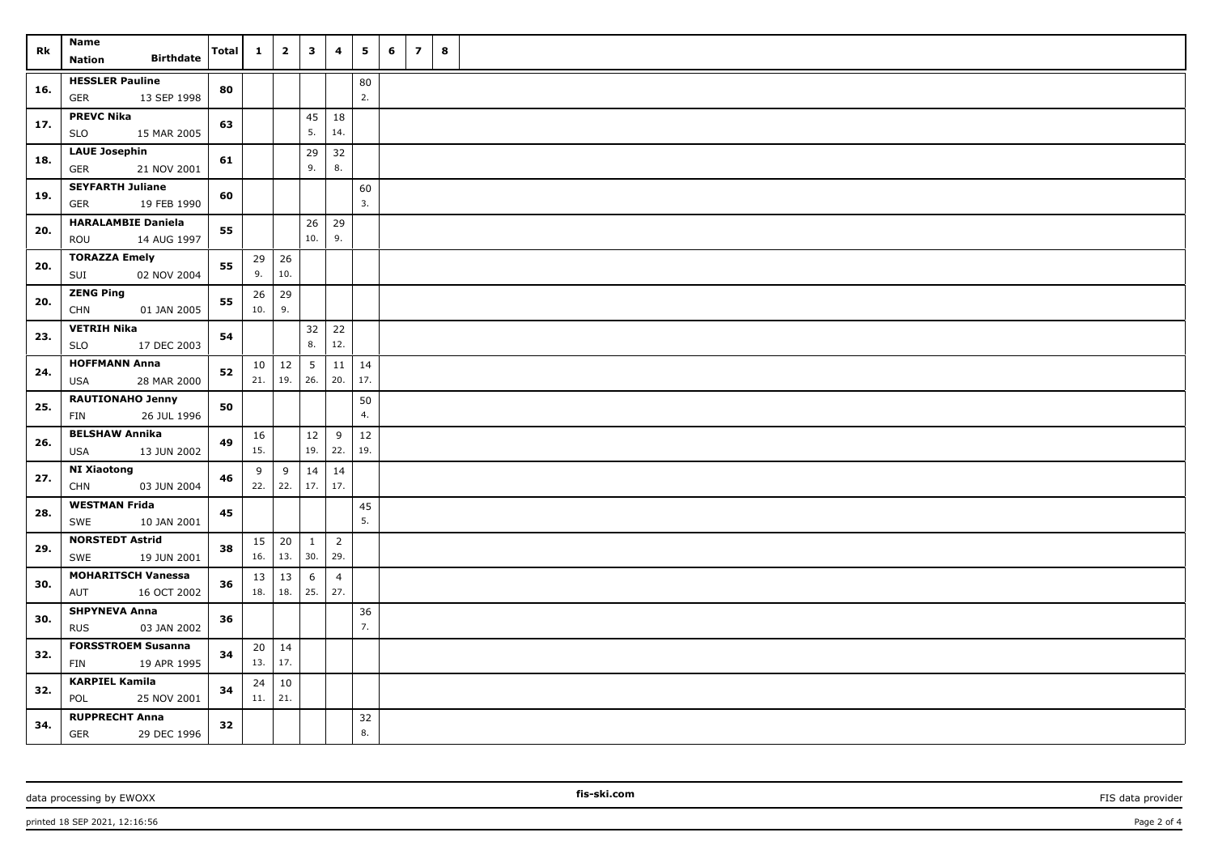| Rk | Name<br>Nation Birthdate | Total | 1 | 2 | 3 | 4 | 5 | 6 | 7 | 8 |
|---|---|---|---|---|---|---|---|---|---|---|
| 16. | HESSLER Pauline<br>GER 13 SEP 1998 | 80 | | | | | 80<br>2. | | | |
| 17. | PREVC Nika<br>SLO 15 MAR 2005 | 63 | | | 45<br>5. | 18<br>14. | | | | |
| 18. | LAUE Josephin<br>GER 21 NOV 2001 | 61 | | | 29<br>9. | 32<br>8. | | | | |
| 19. | SEYFARTH Juliane<br>GER 19 FEB 1990 | 60 | | | | | 60<br>3. | | | |
| 20. | HARALAMBIE Daniela<br>ROU 14 AUG 1997 | 55 | | | 26<br>10. | 29<br>9. | | | | |
| 20. | TORAZZA Emely<br>SUI 02 NOV 2004 | 55 | 29<br>9. | 26<br>10. | | | | | | |
| 20. | ZENG Ping<br>CHN 01 JAN 2005 | 55 | 26<br>10. | 29<br>9. | | | | | | |
| 23. | VETRIH Nika<br>SLO 17 DEC 2003 | 54 | | | 32<br>8. | 22<br>12. | | | | |
| 24. | HOFFMANN Anna<br>USA 28 MAR 2000 | 52 | 10<br>21. | 12<br>19. | 5<br>26. | 11<br>20. | 14<br>17. | | | |
| 25. | RAUTIONAHO Jenny<br>FIN 26 JUL 1996 | 50 | | | | | 50<br>4. | | | |
| 26. | BELSHAW Annika<br>USA 13 JUN 2002 | 49 | 16<br>15. | | 12<br>19. | 9<br>22. | 12<br>19. | | | |
| 27. | NI Xiaotong<br>CHN 03 JUN 2004 | 46 | 9<br>22. | 9<br>22. | 14<br>17. | 14<br>17. | | | | |
| 28. | WESTMAN Frida<br>SWE 10 JAN 2001 | 45 | | | | | 45<br>5. | | | |
| 29. | NORSTEDT Astrid<br>SWE 19 JUN 2001 | 38 | 15<br>16. | 20<br>13. | 1<br>30. | 2<br>29. | | | | |
| 30. | MOHARITSCH Vanessa<br>AUT 16 OCT 2002 | 36 | 13<br>18. | 13<br>18. | 6<br>25. | 4<br>27. | | | | |
| 30. | SHPYNEVA Anna<br>RUS 03 JAN 2002 | 36 | | | | | 36<br>7. | | | |
| 32. | FORSSTROEM Susanna<br>FIN 19 APR 1995 | 34 | 20<br>13. | 14<br>17. | | | | | | |
| 32. | KARPIEL Kamila<br>POL 25 NOV 2001 | 34 | 24<br>11. | 10<br>21. | | | | | | |
| 34. | RUPPRECHT Anna<br>GER 29 DEC 1996 | 32 | | | | | 32<br>8. | | | |

data processing by EWOXX | fis-ski.com | FIS data provider

printed 18 SEP 2021, 12:16:56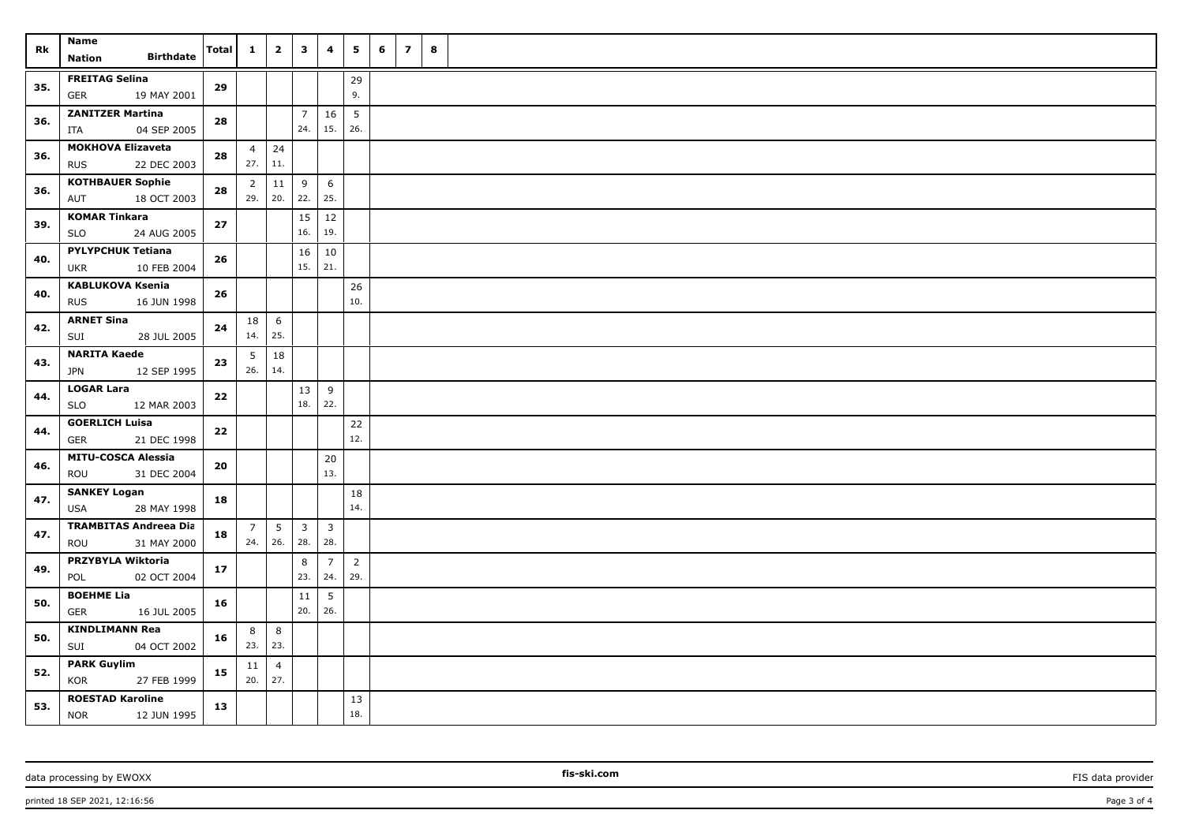| Rk | Name<br>Nation Birthdate | Total | 1 | 2 | 3 | 4 | 5 | 6 | 7 | 8 |
|---|---|---|---|---|---|---|---|---|---|---|
| 35. | FREITAG Selina<br>GER 19 MAY 2001 | 29 | | | | | 29<br>9. | | | |
| 36. | ZANITZER Martina<br>ITA 04 SEP 2005 | 28 | | | 7<br>24. | 16<br>15. | 5<br>26. | | | |
| 36. | MOKHOVA Elizaveta<br>RUS 22 DEC 2003 | 28 | 4<br>27. | 24<br>11. | | | | | | |
| 36. | KOTHBAUER Sophie<br>AUT 18 OCT 2003 | 28 | 2<br>29. | 11<br>20. | 9<br>22. | 6<br>25. | | | | |
| 39. | KOMAR Tinkara<br>SLO 24 AUG 2005 | 27 | | | 15<br>16. | 12<br>19. | | | | |
| 40. | PYLYPCHUK Tetiana<br>UKR 10 FEB 2004 | 26 | | | 16<br>15. | 10<br>21. | | | | |
| 40. | KABLUKOVA Ksenia<br>RUS 16 JUN 1998 | 26 | | | | | 26<br>10. | | | |
| 42. | ARNET Sina<br>SUI 28 JUL 2005 | 24 | 18<br>14. | 6<br>25. | | | | | | |
| 43. | NARITA Kaede<br>JPN 12 SEP 1995 | 23 | 5<br>26. | 18<br>14. | | | | | | |
| 44. | LOGAR Lara<br>SLO 12 MAR 2003 | 22 | | | 13<br>18. | 9<br>22. | | | | |
| 44. | GOERLICH Luisa<br>GER 21 DEC 1998 | 22 | | | | | 22<br>12. | | | |
| 46. | MITU-COSCA Alessia<br>ROU 31 DEC 2004 | 20 | | | | 20<br>13. | | | | |
| 47. | SANKEY Logan<br>USA 28 MAY 1998 | 18 | | | | | 18<br>14. | | | |
| 47. | TRAMBITAS Andreea Dia<br>ROU 31 MAY 2000 | 18 | 7<br>24. | 5<br>26. | 3<br>28. | 3<br>28. | | | | |
| 49. | PRZYBYLA Wiktoria<br>POL 02 OCT 2004 | 17 | | | 8<br>23. | 7<br>24. | 2<br>29. | | | |
| 50. | BOEHME Lia<br>GER 16 JUL 2005 | 16 | | | 11<br>20. | 5<br>26. | | | | |
| 50. | KINDLIMANN Rea<br>SUI 04 OCT 2002 | 16 | 8<br>23. | 8<br>23. | | | | | | |
| 52. | PARK Guylim<br>KOR 27 FEB 1999 | 15 | 11<br>20. | 4<br>27. | | | | | | |
| 53. | ROESTAD Karoline<br>NOR 12 JUN 1995 | 13 | | | | | 13<br>18. | | | |

data processing by EWOXX | fis-ski.com | FIS data provider

printed 18 SEP 2021, 12:16:56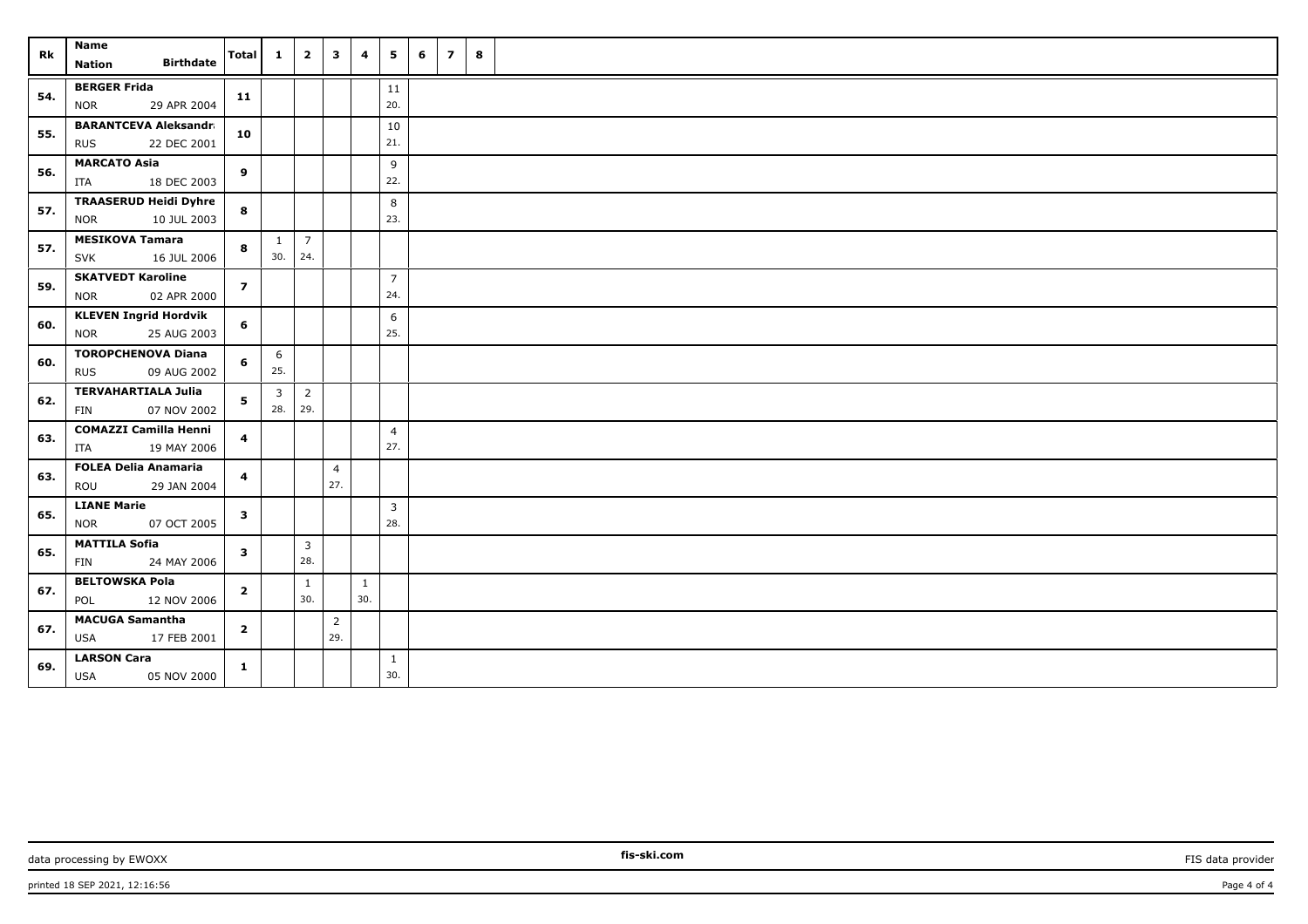| Rk | Name<br>Nation Birthdate | Total | 1 | 2 | 3 | 4 | 5 | 6 | 7 | 8 |
|---|---|---|---|---|---|---|---|---|---|---|
| 54. | **BERGER Frida**<br>NOR 29 APR 2004 | **11** | | | | | 11<br>20. | | | |
| 55. | **BARANTCEVA Aleksandr**<br>RUS 22 DEC 2001 | **10** | | | | | 10<br>21. | | | |
| 56. | **MARCATO Asia**<br>ITA 18 DEC 2003 | **9** | | | | | 9<br>22. | | | |
| 57. | **TRAASERUD Heidi Dyhre**<br>NOR 10 JUL 2003 | **8** | | | | | 8<br>23. | | | |
| 57. | **MESIKOVA Tamara**<br>SVK 16 JUL 2006 | **8** | 1<br>30. | 7<br>24. | | | | | | |
| 59. | **SKATVEDT Karoline**<br>NOR 02 APR 2000 | **7** | | | | | 7<br>24. | | | |
| 60. | **KLEVEN Ingrid Hordvik**<br>NOR 25 AUG 2003 | **6** | | | | | 6<br>25. | | | |
| 60. | **TOROPCHENOVA Diana**<br>RUS 09 AUG 2002 | **6** | 6<br>25. | | | | | | | |
| 62. | **TERVAHARTIALA Julia**<br>FIN 07 NOV 2002 | **5** | 3<br>28. | 2<br>29. | | | | | | |
| 63. | **COMAZZI Camilla Henni**<br>ITA 19 MAY 2006 | **4** | | | | | 4<br>27. | | | |
| 63. | **FOLEA Delia Anamaria**<br>ROU 29 JAN 2004 | **4** | | | 4<br>27. | | | | | |
| 65. | **LIANE Marie**<br>NOR 07 OCT 2005 | **3** | | | | | 3<br>28. | | | |
| 65. | **MATTILA Sofia**<br>FIN 24 MAY 2006 | **3** | | 3<br>28. | | | | | | |
| 67. | **BELTOWSKA Pola**<br>POL 12 NOV 2006 | **2** | | 1<br>30. | | 1<br>30. | | | | |
| 67. | **MACUGA Samantha**<br>USA 17 FEB 2001 | **2** | | | 2<br>29. | | | | | |
| 69. | **LARSON Cara**<br>USA 05 NOV 2000 | **1** | | | | | 1<br>30. | | | |

data processing by EWOXX | fis-ski.com | FIS data provider

printed 18 SEP 2021, 12:16:56